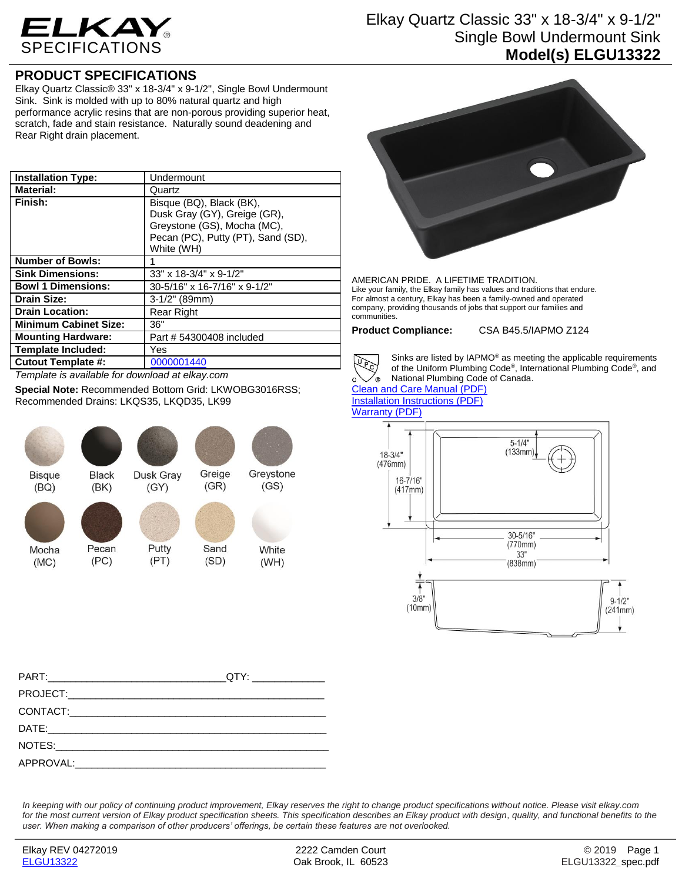# Elkay Quartz Classic 33" x 18-3/4" x 9-1/2" Single Bowl Undermount Sink

**Model(s) ELGU13322**

## PRODUCT SPECIFICATIONS

Elkay Quartz Classic® 33" x 18-3/4" x 9-1/2", Single Bowl Undermount Sink. Sink is molded with up to 80% natural quartz and high performance acrylic resins that are non-porous providing superior heat, scratch, fade and stain resistance. Naturally sound deadening and Rear Right drain placement.

| | |
|---|---|
| **Installation Type:** | Undermount |
| **Material:** | Quartz |
| **Finish:** | Bisque (BQ), Black (BK), Dusk Gray (GY), Greige (GR), Greystone (GS), Mocha (MC), Pecan (PC), Putty (PT), Sand (SD), White (WH) |
| **Number of Bowls:** | 1 |
| **Sink Dimensions:** | 33" x 18-3/4" x 9-1/2" |
| **Bowl 1 Dimensions:** | 30-5/16" x 16-7/16" x 9-1/2" |
| **Drain Size:** | 3-1/2" (89mm) |
| **Drain Location:** | Rear Right |
| **Minimum Cabinet Size:** | 36" |
| **Mounting Hardware:** | Part # 54300408 included |
| **Template Included:** | Yes |
| **Cutout Template #:** | 0000001440 |

*Template is available for download at elkay.com*

**Special Note:** Recommended Bottom Grid: LKWOBG3016RSS; Recommended Drains: LKQS35, LKQD35, LK99

Bisque (BQ) | Black (BK) | Dusk Gray (GY) | Greige (GR) | Greystone (GS)
Mocha (MC) | Pecan (PC) | Putty (PT) | Sand (SD) | White (WH)

AMERICAN PRIDE. A LIFETIME TRADITION.
Like your family, the Elkay family has values and traditions that endure. For almost a century, Elkay has been a family-owned and operated company, providing thousands of jobs that support our families and communities.

**Product Compliance:** CSA B45.5/IAPMO Z124

Sinks are listed by IAPMO® as meeting the applicable requirements of the Uniform Plumbing Code®, International Plumbing Code®, and National Plumbing Code of Canada.

Clean and Care Manual (PDF)
Installation Instructions (PDF)
Warranty (PDF)

18-3/4" (476mm); 16-7/16" (417mm); 5-1/4" (133mm); 30-5/16" (770mm); 33" (838mm); 3/8" (10mm); 9-1/2" (241mm)

PART:_______________________________QTY: ____________
PROJECT:______________________________________________
CONTACT:______________________________________________
DATE:_________________________________________________
NOTES:________________________________________________
APPROVAL:_____________________________________________

*In keeping with our policy of continuing product improvement, Elkay reserves the right to change product specifications without notice. Please visit elkay.com for the most current version of Elkay product specification sheets. This specification describes an Elkay product with design, quality, and functional benefits to the user. When making a comparison of other producers' offerings, be certain these features are not overlooked.*

Elkay REV 04272019
ELGU13322
2222 Camden Court
Oak Brook, IL 60523
© 2019
ELGU13322_spec.pdf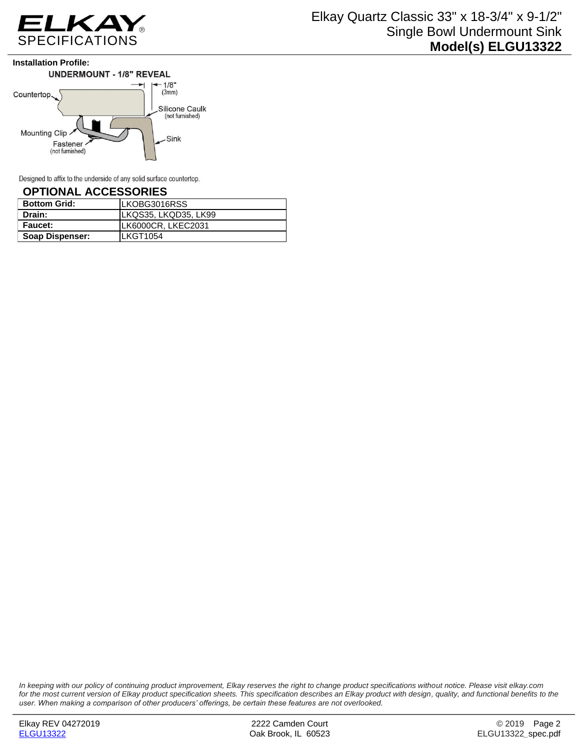# Elkay Quartz Classic 33" x 18-3/4" x 9-1/2" Single Bowl Undermount Sink

**Model(s) ELGU13322**

**Installation Profile:**

UNDERMOUNT - 1/8" REVEAL

Countertop

1/8" (3mm)

Silicone Caulk (not furnished)

Mounting Clip

Fastener (not furnished)

Sink

Designed to affix to the underside of any solid surface countertop.

## OPTIONAL ACCESSORIES

| | |
|---|---|
| **Bottom Grid:** | LKOBG3016RSS |
| **Drain:** | LKQS35, LKQD35, LK99 |
| **Faucet:** | LK6000CR, LKEC2031 |
| **Soap Dispenser:** | LKGT1054 |

*In keeping with our policy of continuing product improvement, Elkay reserves the right to change product specifications without notice. Please visit elkay.com for the most current version of Elkay product specification sheets. This specification describes an Elkay product with design, quality, and functional benefits to the user. When making a comparison of other producers' offerings, be certain these features are not overlooked.*

Elkay REV 04272019
ELGU13322

2222 Camden Court
Oak Brook, IL 60523

© 2019
ELGU13322_spec.pdf